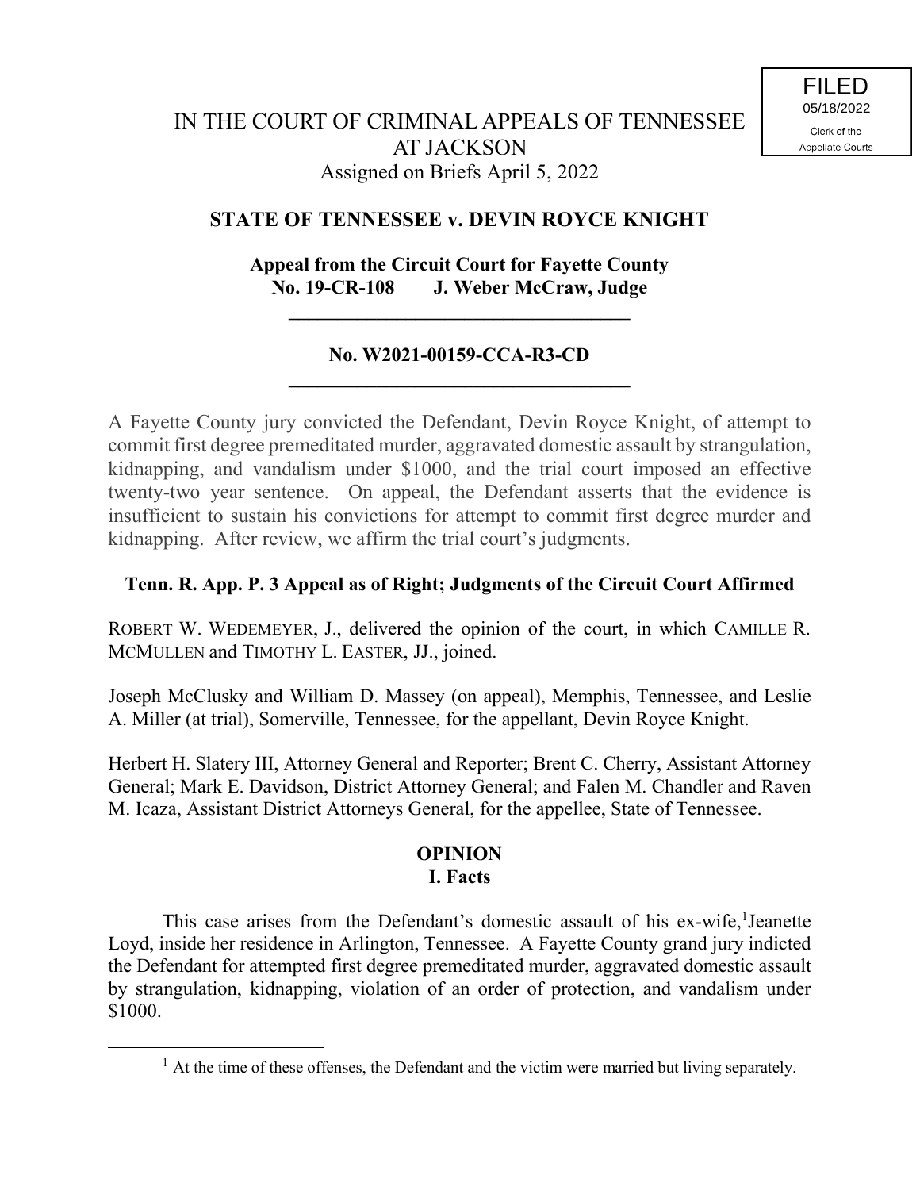FILED
05/18/2022
Clerk of the
Appellate Courts

# IN THE COURT OF CRIMINAL APPEALS OF TENNESSEE AT JACKSON

Assigned on Briefs April 5, 2022

## STATE OF TENNESSEE v. DEVIN ROYCE KNIGHT

**Appeal from the Circuit Court for Fayette County**
**No. 19-CR-108 J. Weber McCraw, Judge**

---

**No. W2021-00159-CCA-R3-CD**

---

A Fayette County jury convicted the Defendant, Devin Royce Knight, of attempt to commit first degree premeditated murder, aggravated domestic assault by strangulation, kidnapping, and vandalism under $1000, and the trial court imposed an effective twenty-two year sentence. On appeal, the Defendant asserts that the evidence is insufficient to sustain his convictions for attempt to commit first degree murder and kidnapping. After review, we affirm the trial court's judgments.

**Tenn. R. App. P. 3 Appeal as of Right; Judgments of the Circuit Court Affirmed**

ROBERT W. WEDEMEYER, J., delivered the opinion of the court, in which CAMILLE R. MCMULLEN and TIMOTHY L. EASTER, JJ., joined.

Joseph McClusky and William D. Massey (on appeal), Memphis, Tennessee, and Leslie A. Miller (at trial), Somerville, Tennessee, for the appellant, Devin Royce Knight.

Herbert H. Slatery III, Attorney General and Reporter; Brent C. Cherry, Assistant Attorney General; Mark E. Davidson, District Attorney General; and Falen M. Chandler and Raven M. Icaza, Assistant District Attorneys General, for the appellee, State of Tennessee.

## OPINION

### I. Facts

This case arises from the Defendant's domestic assault of his ex-wife,[1] Jeanette Loyd, inside her residence in Arlington, Tennessee. A Fayette County grand jury indicted the Defendant for attempted first degree premeditated murder, aggravated domestic assault by strangulation, kidnapping, violation of an order of protection, and vandalism under $1000.

[1] At the time of these offenses, the Defendant and the victim were married but living separately.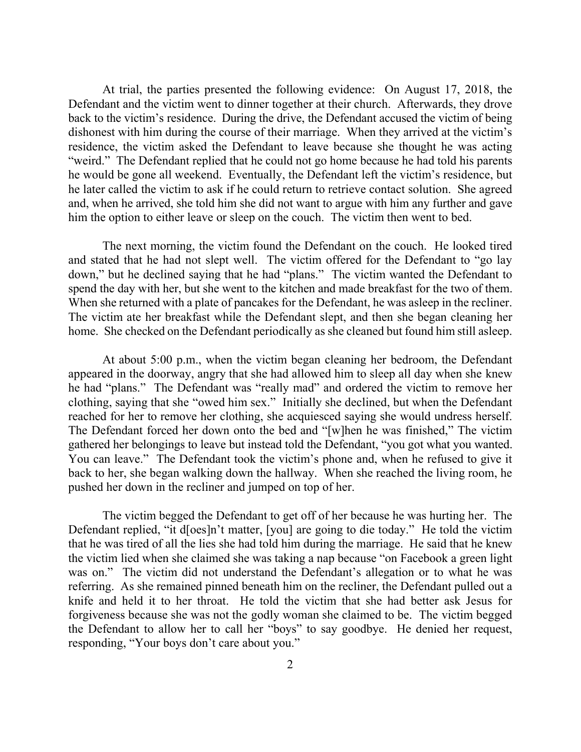At trial, the parties presented the following evidence: On August 17, 2018, the Defendant and the victim went to dinner together at their church. Afterwards, they drove back to the victim's residence. During the drive, the Defendant accused the victim of being dishonest with him during the course of their marriage. When they arrived at the victim's residence, the victim asked the Defendant to leave because she thought he was acting "weird." The Defendant replied that he could not go home because he had told his parents he would be gone all weekend. Eventually, the Defendant left the victim's residence, but he later called the victim to ask if he could return to retrieve contact solution. She agreed and, when he arrived, she told him she did not want to argue with him any further and gave him the option to either leave or sleep on the couch. The victim then went to bed.

The next morning, the victim found the Defendant on the couch. He looked tired and stated that he had not slept well. The victim offered for the Defendant to "go lay down," but he declined saying that he had "plans." The victim wanted the Defendant to spend the day with her, but she went to the kitchen and made breakfast for the two of them. When she returned with a plate of pancakes for the Defendant, he was asleep in the recliner. The victim ate her breakfast while the Defendant slept, and then she began cleaning her home. She checked on the Defendant periodically as she cleaned but found him still asleep.

At about 5:00 p.m., when the victim began cleaning her bedroom, the Defendant appeared in the doorway, angry that she had allowed him to sleep all day when she knew he had "plans." The Defendant was "really mad" and ordered the victim to remove her clothing, saying that she "owed him sex." Initially she declined, but when the Defendant reached for her to remove her clothing, she acquiesced saying she would undress herself. The Defendant forced her down onto the bed and "[w]hen he was finished," The victim gathered her belongings to leave but instead told the Defendant, "you got what you wanted. You can leave." The Defendant took the victim's phone and, when he refused to give it back to her, she began walking down the hallway. When she reached the living room, he pushed her down in the recliner and jumped on top of her.

The victim begged the Defendant to get off of her because he was hurting her. The Defendant replied, "it d[oes]n't matter, [you] are going to die today." He told the victim that he was tired of all the lies she had told him during the marriage. He said that he knew the victim lied when she claimed she was taking a nap because "on Facebook a green light was on." The victim did not understand the Defendant's allegation or to what he was referring. As she remained pinned beneath him on the recliner, the Defendant pulled out a knife and held it to her throat. He told the victim that she had better ask Jesus for forgiveness because she was not the godly woman she claimed to be. The victim begged the Defendant to allow her to call her "boys" to say goodbye. He denied her request, responding, "Your boys don't care about you."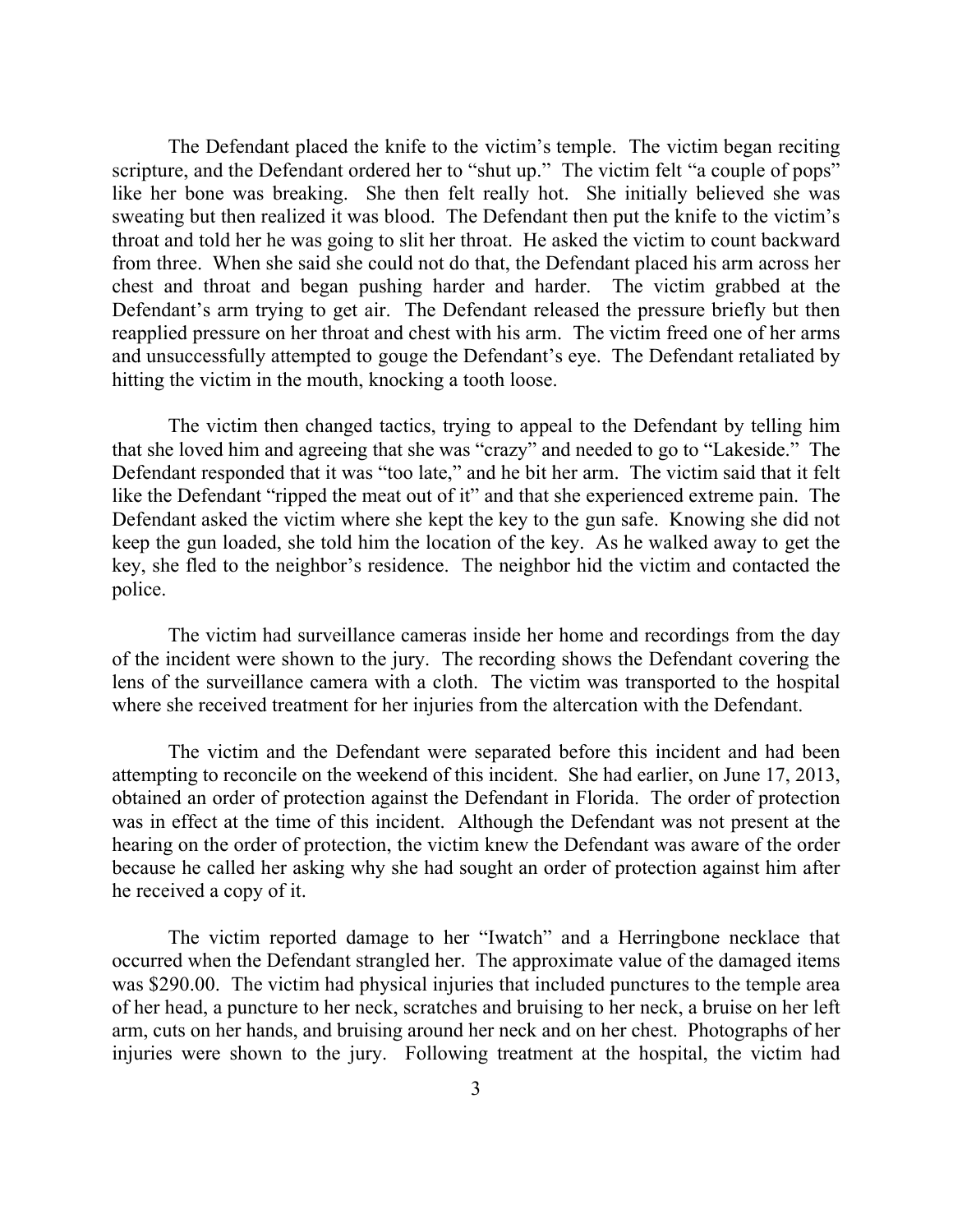The Defendant placed the knife to the victim's temple. The victim began reciting scripture, and the Defendant ordered her to "shut up." The victim felt "a couple of pops" like her bone was breaking. She then felt really hot. She initially believed she was sweating but then realized it was blood. The Defendant then put the knife to the victim's throat and told her he was going to slit her throat. He asked the victim to count backward from three. When she said she could not do that, the Defendant placed his arm across her chest and throat and began pushing harder and harder. The victim grabbed at the Defendant's arm trying to get air. The Defendant released the pressure briefly but then reapplied pressure on her throat and chest with his arm. The victim freed one of her arms and unsuccessfully attempted to gouge the Defendant's eye. The Defendant retaliated by hitting the victim in the mouth, knocking a tooth loose.

The victim then changed tactics, trying to appeal to the Defendant by telling him that she loved him and agreeing that she was "crazy" and needed to go to "Lakeside." The Defendant responded that it was "too late," and he bit her arm. The victim said that it felt like the Defendant "ripped the meat out of it" and that she experienced extreme pain. The Defendant asked the victim where she kept the key to the gun safe. Knowing she did not keep the gun loaded, she told him the location of the key. As he walked away to get the key, she fled to the neighbor's residence. The neighbor hid the victim and contacted the police.

The victim had surveillance cameras inside her home and recordings from the day of the incident were shown to the jury. The recording shows the Defendant covering the lens of the surveillance camera with a cloth. The victim was transported to the hospital where she received treatment for her injuries from the altercation with the Defendant.

The victim and the Defendant were separated before this incident and had been attempting to reconcile on the weekend of this incident. She had earlier, on June 17, 2013, obtained an order of protection against the Defendant in Florida. The order of protection was in effect at the time of this incident. Although the Defendant was not present at the hearing on the order of protection, the victim knew the Defendant was aware of the order because he called her asking why she had sought an order of protection against him after he received a copy of it.

The victim reported damage to her "Iwatch" and a Herringbone necklace that occurred when the Defendant strangled her. The approximate value of the damaged items was $290.00. The victim had physical injuries that included punctures to the temple area of her head, a puncture to her neck, scratches and bruising to her neck, a bruise on her left arm, cuts on her hands, and bruising around her neck and on her chest. Photographs of her injuries were shown to the jury. Following treatment at the hospital, the victim had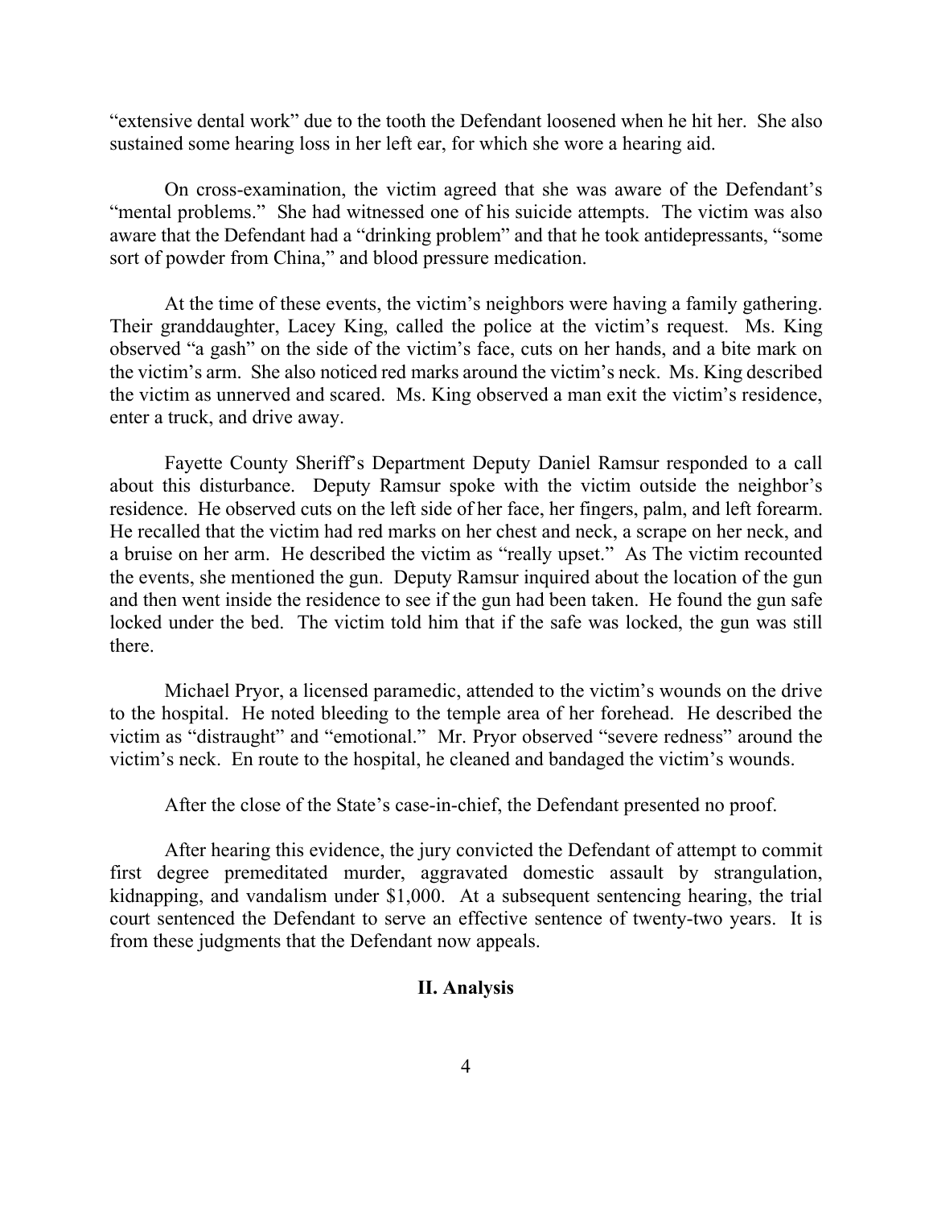"extensive dental work" due to the tooth the Defendant loosened when he hit her. She also sustained some hearing loss in her left ear, for which she wore a hearing aid.

On cross-examination, the victim agreed that she was aware of the Defendant's "mental problems." She had witnessed one of his suicide attempts. The victim was also aware that the Defendant had a "drinking problem" and that he took antidepressants, "some sort of powder from China," and blood pressure medication.

At the time of these events, the victim's neighbors were having a family gathering. Their granddaughter, Lacey King, called the police at the victim's request. Ms. King observed "a gash" on the side of the victim's face, cuts on her hands, and a bite mark on the victim's arm. She also noticed red marks around the victim's neck. Ms. King described the victim as unnerved and scared. Ms. King observed a man exit the victim's residence, enter a truck, and drive away.

Fayette County Sheriff's Department Deputy Daniel Ramsur responded to a call about this disturbance. Deputy Ramsur spoke with the victim outside the neighbor's residence. He observed cuts on the left side of her face, her fingers, palm, and left forearm. He recalled that the victim had red marks on her chest and neck, a scrape on her neck, and a bruise on her arm. He described the victim as "really upset." As The victim recounted the events, she mentioned the gun. Deputy Ramsur inquired about the location of the gun and then went inside the residence to see if the gun had been taken. He found the gun safe locked under the bed. The victim told him that if the safe was locked, the gun was still there.

Michael Pryor, a licensed paramedic, attended to the victim's wounds on the drive to the hospital. He noted bleeding to the temple area of her forehead. He described the victim as "distraught" and "emotional." Mr. Pryor observed "severe redness" around the victim's neck. En route to the hospital, he cleaned and bandaged the victim's wounds.

After the close of the State's case-in-chief, the Defendant presented no proof.

After hearing this evidence, the jury convicted the Defendant of attempt to commit first degree premeditated murder, aggravated domestic assault by strangulation, kidnapping, and vandalism under $1,000. At a subsequent sentencing hearing, the trial court sentenced the Defendant to serve an effective sentence of twenty-two years. It is from these judgments that the Defendant now appeals.

## II. Analysis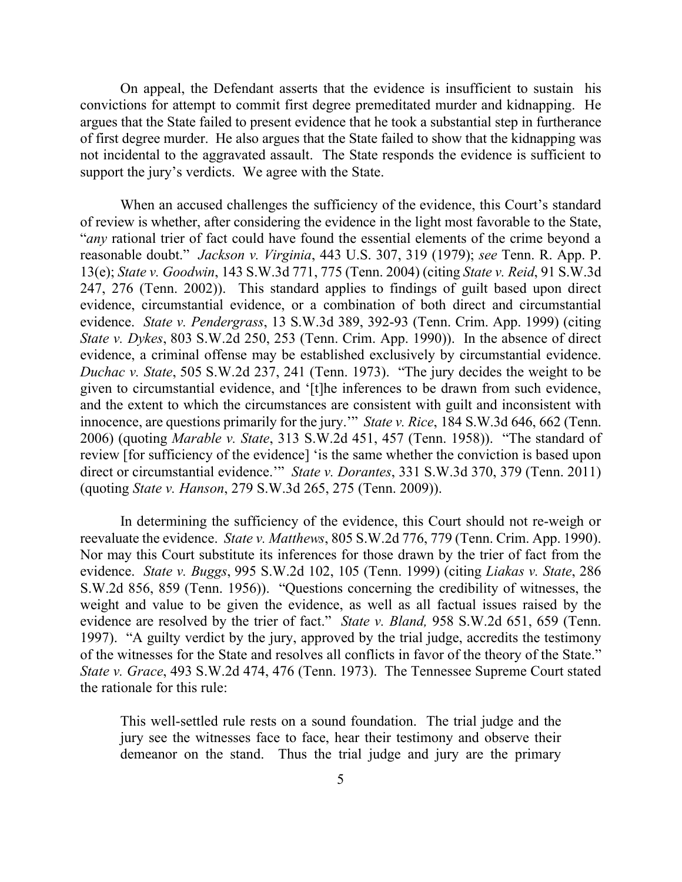On appeal, the Defendant asserts that the evidence is insufficient to sustain his convictions for attempt to commit first degree premeditated murder and kidnapping. He argues that the State failed to present evidence that he took a substantial step in furtherance of first degree murder. He also argues that the State failed to show that the kidnapping was not incidental to the aggravated assault. The State responds the evidence is sufficient to support the jury's verdicts. We agree with the State.

When an accused challenges the sufficiency of the evidence, this Court's standard of review is whether, after considering the evidence in the light most favorable to the State, "*any* rational trier of fact could have found the essential elements of the crime beyond a reasonable doubt." *Jackson v. Virginia*, 443 U.S. 307, 319 (1979); *see* Tenn. R. App. P. 13(e); *State v. Goodwin*, 143 S.W.3d 771, 775 (Tenn. 2004) (citing *State v. Reid*, 91 S.W.3d 247, 276 (Tenn. 2002)). This standard applies to findings of guilt based upon direct evidence, circumstantial evidence, or a combination of both direct and circumstantial evidence. *State v. Pendergrass*, 13 S.W.3d 389, 392-93 (Tenn. Crim. App. 1999) (citing *State v. Dykes*, 803 S.W.2d 250, 253 (Tenn. Crim. App. 1990)). In the absence of direct evidence, a criminal offense may be established exclusively by circumstantial evidence. *Duchac v. State*, 505 S.W.2d 237, 241 (Tenn. 1973). "The jury decides the weight to be given to circumstantial evidence, and '[t]he inferences to be drawn from such evidence, and the extent to which the circumstances are consistent with guilt and inconsistent with innocence, are questions primarily for the jury.'" *State v. Rice*, 184 S.W.3d 646, 662 (Tenn. 2006) (quoting *Marable v. State*, 313 S.W.2d 451, 457 (Tenn. 1958)). "The standard of review [for sufficiency of the evidence] 'is the same whether the conviction is based upon direct or circumstantial evidence.'" *State v. Dorantes*, 331 S.W.3d 370, 379 (Tenn. 2011) (quoting *State v. Hanson*, 279 S.W.3d 265, 275 (Tenn. 2009)).

In determining the sufficiency of the evidence, this Court should not re-weigh or reevaluate the evidence. *State v. Matthews*, 805 S.W.2d 776, 779 (Tenn. Crim. App. 1990). Nor may this Court substitute its inferences for those drawn by the trier of fact from the evidence. *State v. Buggs*, 995 S.W.2d 102, 105 (Tenn. 1999) (citing *Liakas v. State*, 286 S.W.2d 856, 859 (Tenn. 1956)). "Questions concerning the credibility of witnesses, the weight and value to be given the evidence, as well as all factual issues raised by the evidence are resolved by the trier of fact." *State v. Bland,* 958 S.W.2d 651, 659 (Tenn. 1997). "A guilty verdict by the jury, approved by the trial judge, accredits the testimony of the witnesses for the State and resolves all conflicts in favor of the theory of the State." *State v. Grace*, 493 S.W.2d 474, 476 (Tenn. 1973). The Tennessee Supreme Court stated the rationale for this rule:

> This well-settled rule rests on a sound foundation. The trial judge and the jury see the witnesses face to face, hear their testimony and observe their demeanor on the stand. Thus the trial judge and jury are the primary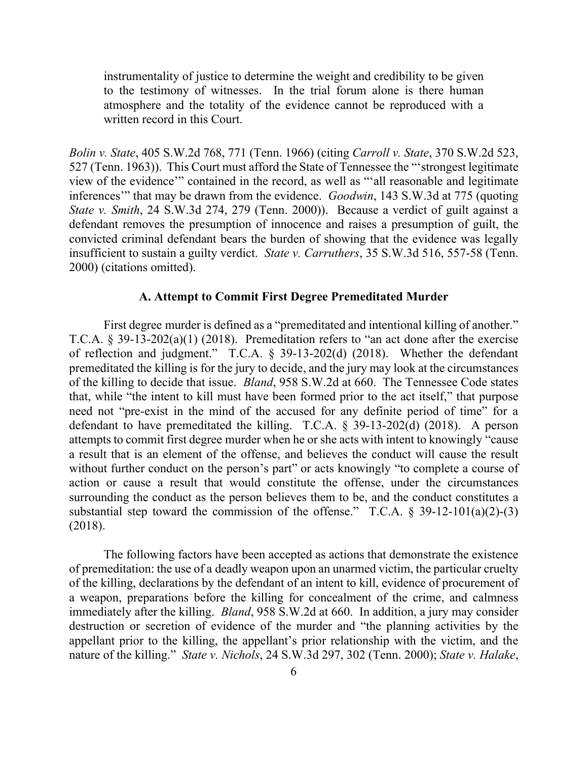> instrumentality of justice to determine the weight and credibility to be given to the testimony of witnesses. In the trial forum alone is there human atmosphere and the totality of the evidence cannot be reproduced with a written record in this Court.

*Bolin v. State*, 405 S.W.2d 768, 771 (Tenn. 1966) (citing *Carroll v. State*, 370 S.W.2d 523, 527 (Tenn. 1963)). This Court must afford the State of Tennessee the "'strongest legitimate view of the evidence'" contained in the record, as well as "'all reasonable and legitimate inferences'" that may be drawn from the evidence. *Goodwin*, 143 S.W.3d at 775 (quoting *State v. Smith*, 24 S.W.3d 274, 279 (Tenn. 2000)). Because a verdict of guilt against a defendant removes the presumption of innocence and raises a presumption of guilt, the convicted criminal defendant bears the burden of showing that the evidence was legally insufficient to sustain a guilty verdict. *State v. Carruthers*, 35 S.W.3d 516, 557-58 (Tenn. 2000) (citations omitted).

### A. Attempt to Commit First Degree Premeditated Murder

First degree murder is defined as a "premeditated and intentional killing of another." T.C.A. § 39-13-202(a)(1) (2018). Premeditation refers to "an act done after the exercise of reflection and judgment." T.C.A. § 39-13-202(d) (2018). Whether the defendant premeditated the killing is for the jury to decide, and the jury may look at the circumstances of the killing to decide that issue. *Bland*, 958 S.W.2d at 660. The Tennessee Code states that, while "the intent to kill must have been formed prior to the act itself," that purpose need not "pre-exist in the mind of the accused for any definite period of time" for a defendant to have premeditated the killing. T.C.A. § 39-13-202(d) (2018). A person attempts to commit first degree murder when he or she acts with intent to knowingly "cause a result that is an element of the offense, and believes the conduct will cause the result without further conduct on the person's part" or acts knowingly "to complete a course of action or cause a result that would constitute the offense, under the circumstances surrounding the conduct as the person believes them to be, and the conduct constitutes a substantial step toward the commission of the offense." T.C.A. § 39-12-101(a)(2)-(3) (2018).

The following factors have been accepted as actions that demonstrate the existence of premeditation: the use of a deadly weapon upon an unarmed victim, the particular cruelty of the killing, declarations by the defendant of an intent to kill, evidence of procurement of a weapon, preparations before the killing for concealment of the crime, and calmness immediately after the killing. *Bland*, 958 S.W.2d at 660. In addition, a jury may consider destruction or secretion of evidence of the murder and "the planning activities by the appellant prior to the killing, the appellant's prior relationship with the victim, and the nature of the killing." *State v. Nichols*, 24 S.W.3d 297, 302 (Tenn. 2000); *State v. Halake*,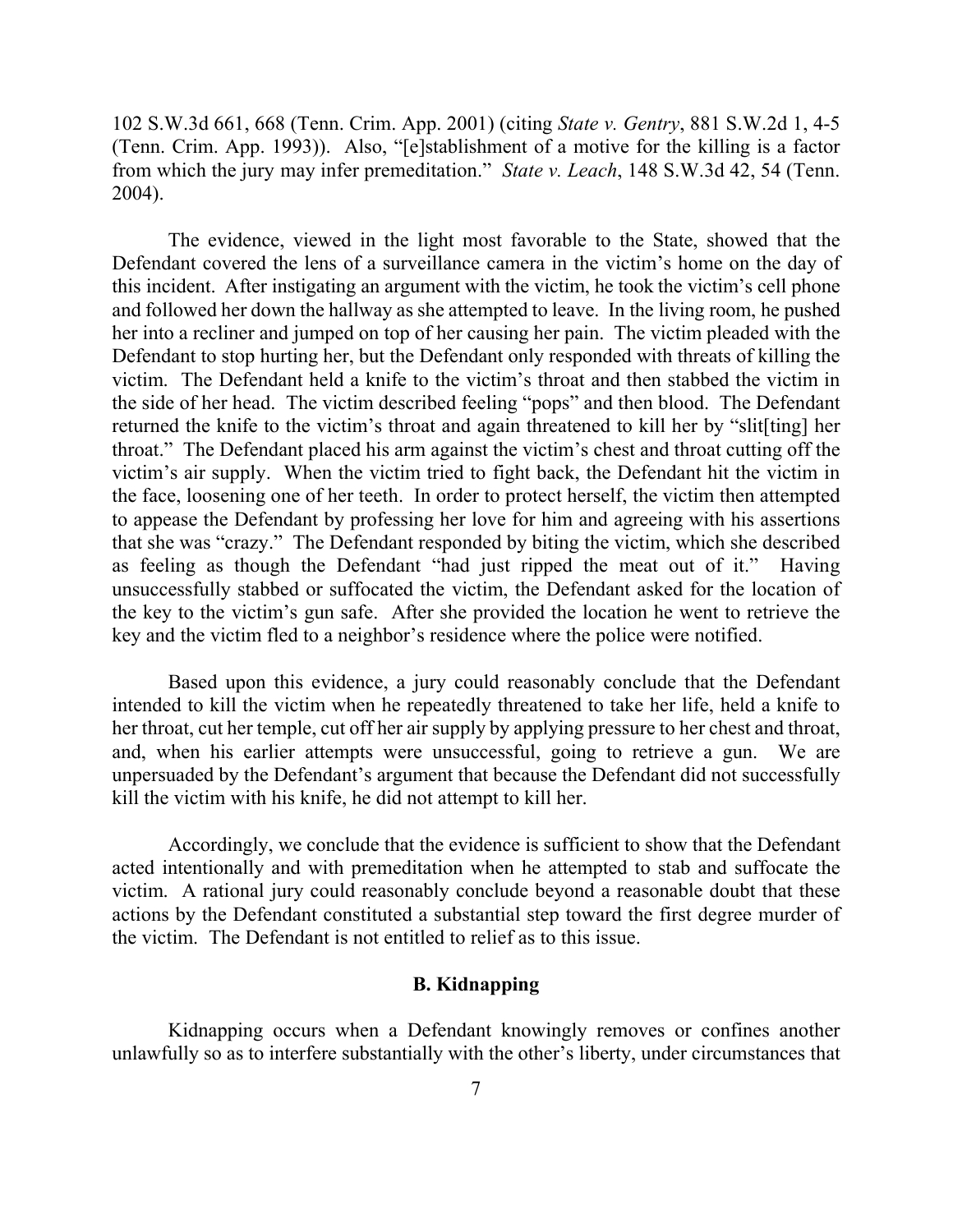102 S.W.3d 661, 668 (Tenn. Crim. App. 2001) (citing *State v. Gentry*, 881 S.W.2d 1, 4-5 (Tenn. Crim. App. 1993)). Also, "[e]stablishment of a motive for the killing is a factor from which the jury may infer premeditation." *State v. Leach*, 148 S.W.3d 42, 54 (Tenn. 2004).

The evidence, viewed in the light most favorable to the State, showed that the Defendant covered the lens of a surveillance camera in the victim's home on the day of this incident. After instigating an argument with the victim, he took the victim's cell phone and followed her down the hallway as she attempted to leave. In the living room, he pushed her into a recliner and jumped on top of her causing her pain. The victim pleaded with the Defendant to stop hurting her, but the Defendant only responded with threats of killing the victim. The Defendant held a knife to the victim's throat and then stabbed the victim in the side of her head. The victim described feeling "pops" and then blood. The Defendant returned the knife to the victim's throat and again threatened to kill her by "slit[ting] her throat." The Defendant placed his arm against the victim's chest and throat cutting off the victim's air supply. When the victim tried to fight back, the Defendant hit the victim in the face, loosening one of her teeth. In order to protect herself, the victim then attempted to appease the Defendant by professing her love for him and agreeing with his assertions that she was "crazy." The Defendant responded by biting the victim, which she described as feeling as though the Defendant "had just ripped the meat out of it." Having unsuccessfully stabbed or suffocated the victim, the Defendant asked for the location of the key to the victim's gun safe. After she provided the location he went to retrieve the key and the victim fled to a neighbor's residence where the police were notified.

Based upon this evidence, a jury could reasonably conclude that the Defendant intended to kill the victim when he repeatedly threatened to take her life, held a knife to her throat, cut her temple, cut off her air supply by applying pressure to her chest and throat, and, when his earlier attempts were unsuccessful, going to retrieve a gun. We are unpersuaded by the Defendant's argument that because the Defendant did not successfully kill the victim with his knife, he did not attempt to kill her.

Accordingly, we conclude that the evidence is sufficient to show that the Defendant acted intentionally and with premeditation when he attempted to stab and suffocate the victim. A rational jury could reasonably conclude beyond a reasonable doubt that these actions by the Defendant constituted a substantial step toward the first degree murder of the victim. The Defendant is not entitled to relief as to this issue.

### B. Kidnapping

Kidnapping occurs when a Defendant knowingly removes or confines another unlawfully so as to interfere substantially with the other's liberty, under circumstances that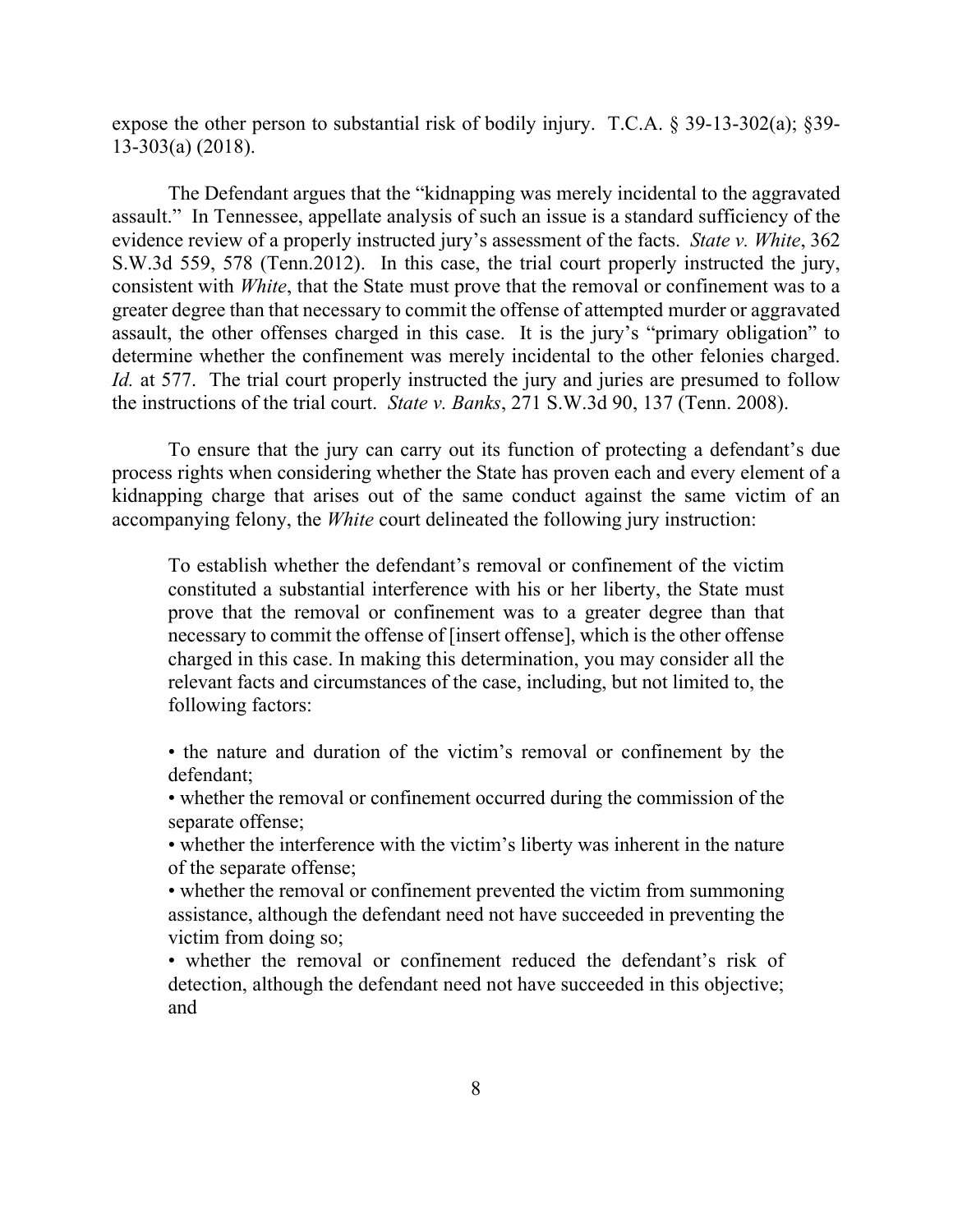expose the other person to substantial risk of bodily injury. T.C.A. § 39-13-302(a); §39-13-303(a) (2018).

The Defendant argues that the "kidnapping was merely incidental to the aggravated assault." In Tennessee, appellate analysis of such an issue is a standard sufficiency of the evidence review of a properly instructed jury's assessment of the facts. *State v. White*, 362 S.W.3d 559, 578 (Tenn.2012). In this case, the trial court properly instructed the jury, consistent with *White*, that the State must prove that the removal or confinement was to a greater degree than that necessary to commit the offense of attempted murder or aggravated assault, the other offenses charged in this case. It is the jury's "primary obligation" to determine whether the confinement was merely incidental to the other felonies charged. *Id.* at 577. The trial court properly instructed the jury and juries are presumed to follow the instructions of the trial court. *State v. Banks*, 271 S.W.3d 90, 137 (Tenn. 2008).

To ensure that the jury can carry out its function of protecting a defendant's due process rights when considering whether the State has proven each and every element of a kidnapping charge that arises out of the same conduct against the same victim of an accompanying felony, the *White* court delineated the following jury instruction:

> To establish whether the defendant's removal or confinement of the victim constituted a substantial interference with his or her liberty, the State must prove that the removal or confinement was to a greater degree than that necessary to commit the offense of [insert offense], which is the other offense charged in this case. In making this determination, you may consider all the relevant facts and circumstances of the case, including, but not limited to, the following factors:
>
> • the nature and duration of the victim's removal or confinement by the defendant;
> • whether the removal or confinement occurred during the commission of the separate offense;
> • whether the interference with the victim's liberty was inherent in the nature of the separate offense;
> • whether the removal or confinement prevented the victim from summoning assistance, although the defendant need not have succeeded in preventing the victim from doing so;
> • whether the removal or confinement reduced the defendant's risk of detection, although the defendant need not have succeeded in this objective; and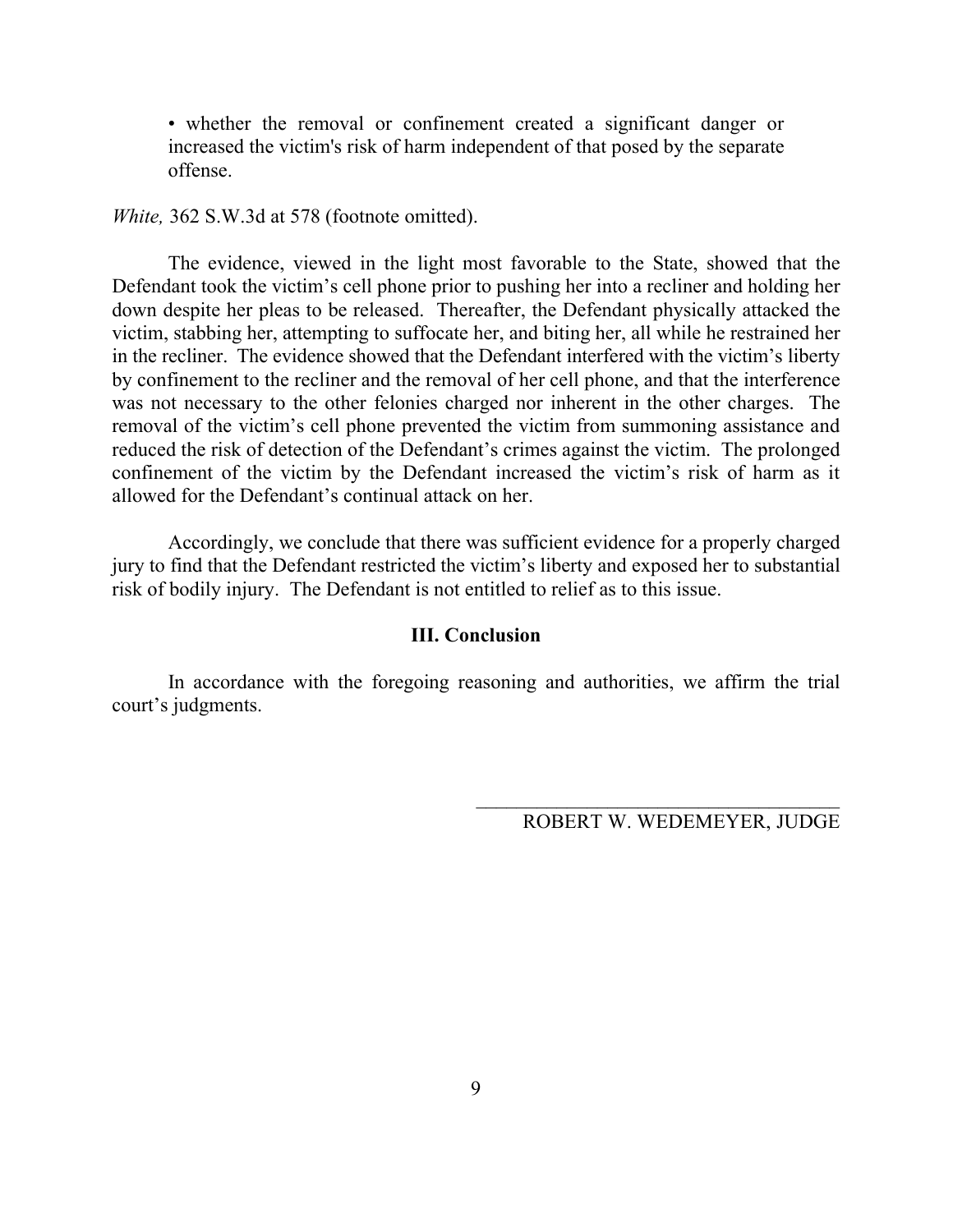- whether the removal or confinement created a significant danger or increased the victim's risk of harm independent of that posed by the separate offense.

*White,* 362 S.W.3d at 578 (footnote omitted).

The evidence, viewed in the light most favorable to the State, showed that the Defendant took the victim's cell phone prior to pushing her into a recliner and holding her down despite her pleas to be released. Thereafter, the Defendant physically attacked the victim, stabbing her, attempting to suffocate her, and biting her, all while he restrained her in the recliner. The evidence showed that the Defendant interfered with the victim's liberty by confinement to the recliner and the removal of her cell phone, and that the interference was not necessary to the other felonies charged nor inherent in the other charges. The removal of the victim's cell phone prevented the victim from summoning assistance and reduced the risk of detection of the Defendant's crimes against the victim. The prolonged confinement of the victim by the Defendant increased the victim's risk of harm as it allowed for the Defendant's continual attack on her.

Accordingly, we conclude that there was sufficient evidence for a properly charged jury to find that the Defendant restricted the victim's liberty and exposed her to substantial risk of bodily injury. The Defendant is not entitled to relief as to this issue.

## III. Conclusion

In accordance with the foregoing reasoning and authorities, we affirm the trial court's judgments.

\_\_\_\_\_\_\_\_\_\_\_\_\_\_\_\_\_\_\_\_\_\_\_\_\_\_\_\_\_\_\_\_\_\_\_\_

ROBERT W. WEDEMEYER, JUDGE